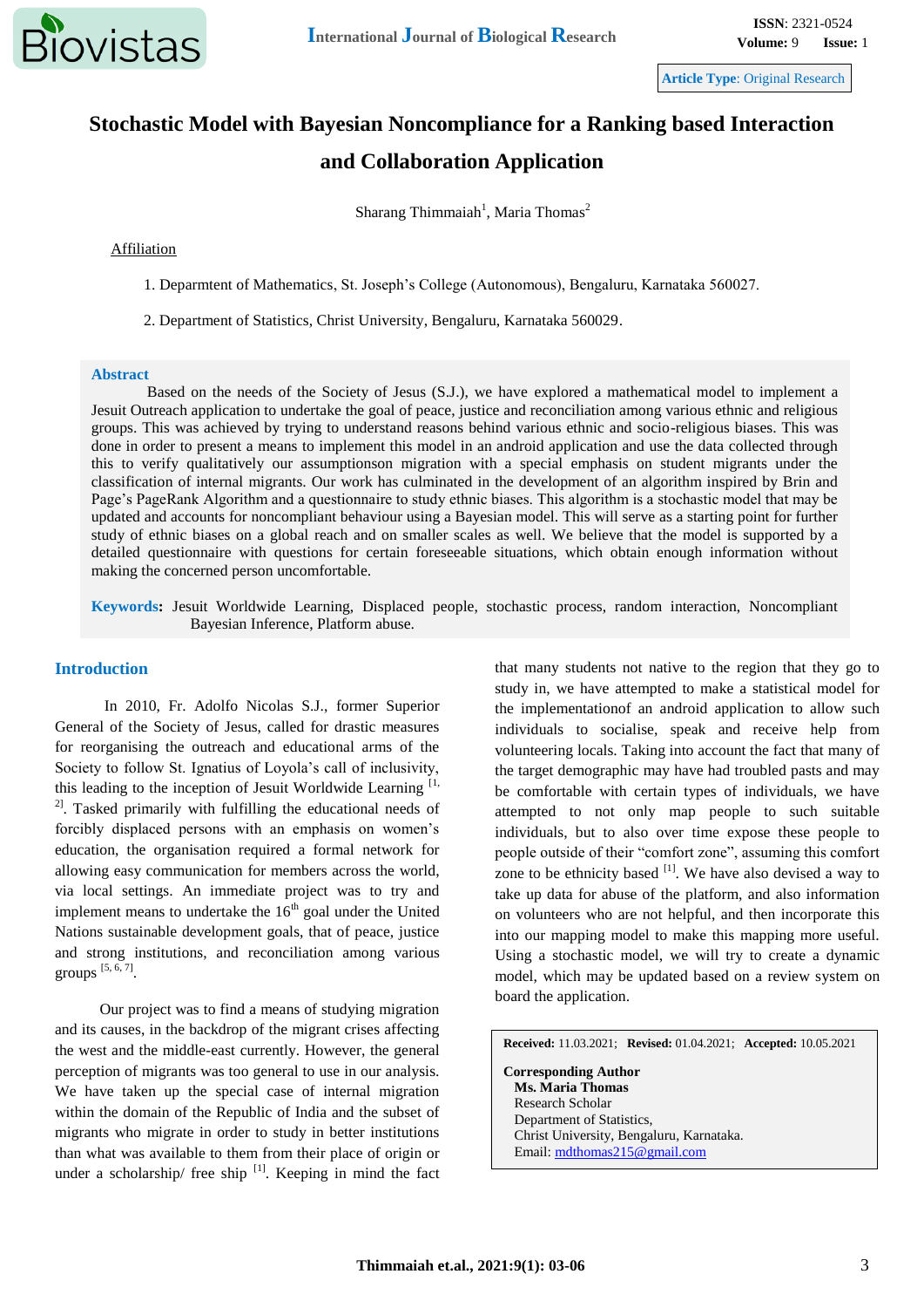Article Type: Original Research

# Stochastic Model with Bayesian Noncompliance for a Ranking based Interaction and Collaboration Application

Sharang Thimmaiah[1], Maria Thomas[2]

Affiliation

1. Deparmtent of Mathematics, St. Joseph's College (Autonomous), Bengaluru, Karnataka 560027.
2. Department of Statistics, Christ University, Bengaluru, Karnataka 560029.

## Abstract

Based on the needs of the Society of Jesus (S.J.), we have explored a mathematical model to implement a Jesuit Outreach application to undertake the goal of peace, justice and reconciliation among various ethnic and religious groups. This was achieved by trying to understand reasons behind various ethnic and socio-religious biases. This was done in order to present a means to implement this model in an android application and use the data collected through this to verify qualitatively our assumptionson migration with a special emphasis on student migrants under the classification of internal migrants. Our work has culminated in the development of an algorithm inspired by Brin and Page's PageRank Algorithm and a questionnaire to study ethnic biases. This algorithm is a stochastic model that may be updated and accounts for noncompliant behaviour using a Bayesian model. This will serve as a starting point for further study of ethnic biases on a global reach and on smaller scales as well. We believe that the model is supported by a detailed questionnaire with questions for certain foreseeable situations, which obtain enough information without making the concerned person uncomfortable.

**Keywords:** Jesuit Worldwide Learning, Displaced people, stochastic process, random interaction, Noncompliant Bayesian Inference, Platform abuse.

## Introduction

In 2010, Fr. Adolfo Nicolas S.J., former Superior General of the Society of Jesus, called for drastic measures for reorganising the outreach and educational arms of the Society to follow St. Ignatius of Loyola's call of inclusivity, this leading to the inception of Jesuit Worldwide Learning [1, 2]. Tasked primarily with fulfilling the educational needs of forcibly displaced persons with an emphasis on women's education, the organisation required a formal network for allowing easy communication for members across the world, via local settings. An immediate project was to try and implement means to undertake the 16th goal under the United Nations sustainable development goals, that of peace, justice and strong institutions, and reconciliation among various groups [5, 6, 7].

Our project was to find a means of studying migration and its causes, in the backdrop of the migrant crises affecting the west and the middle-east currently. However, the general perception of migrants was too general to use in our analysis. We have taken up the special case of internal migration within the domain of the Republic of India and the subset of migrants who migrate in order to study in better institutions than what was available to them from their place of origin or under a scholarship/ free ship [1]. Keeping in mind the fact that many students not native to the region that they go to study in, we have attempted to make a statistical model for the implementationof an android application to allow such individuals to socialise, speak and receive help from volunteering locals. Taking into account the fact that many of the target demographic may have had troubled pasts and may be comfortable with certain types of individuals, we have attempted to not only map people to such suitable individuals, but to also over time expose these people to people outside of their "comfort zone", assuming this comfort zone to be ethnicity based [1]. We have also devised a way to take up data for abuse of the platform, and also information on volunteers who are not helpful, and then incorporate this into our mapping model to make this mapping more useful. Using a stochastic model, we will try to create a dynamic model, which may be updated based on a review system on board the application.

**Received:** 11.03.2021; **Revised:** 01.04.2021; **Accepted:** 10.05.2021

**Corresponding Author**
**Ms. Maria Thomas**
Research Scholar
Department of Statistics,
Christ University, Bengaluru, Karnataka.
Email: mdthomas215@gmail.com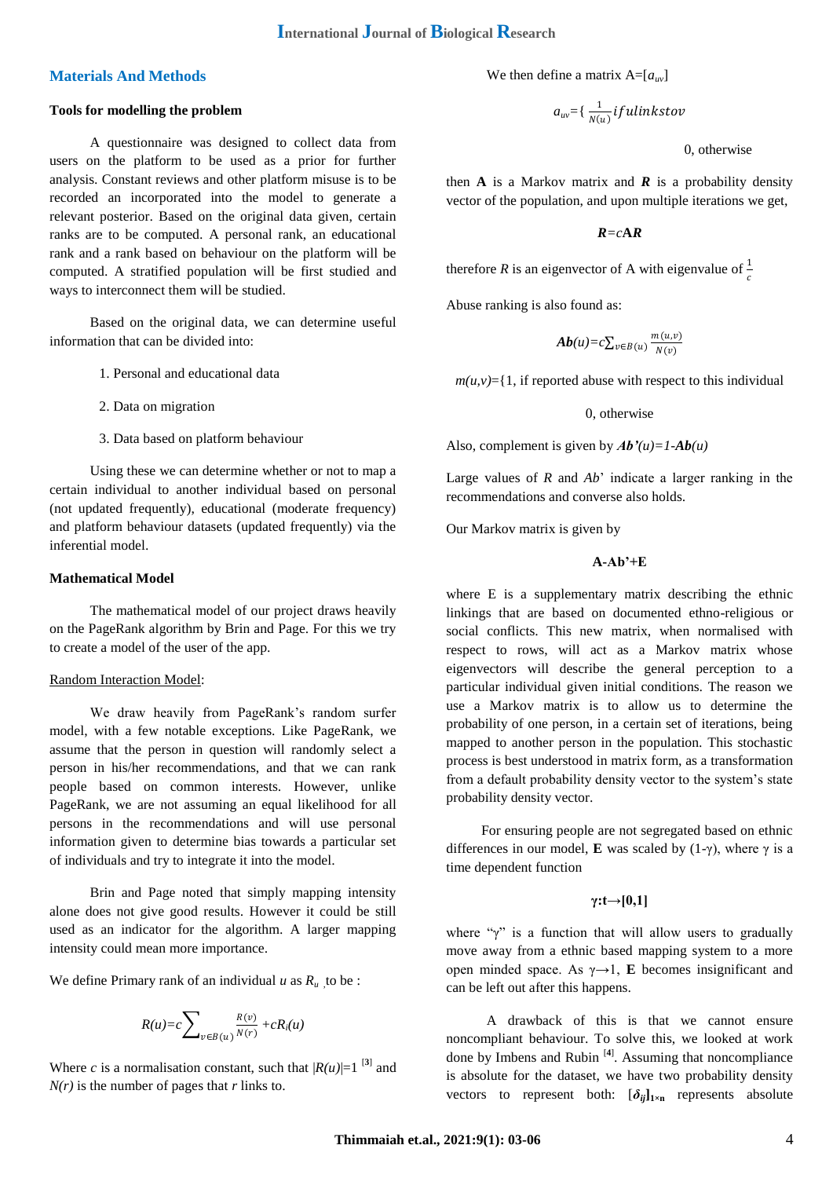## Materials And Methods

### Tools for modelling the problem

A questionnaire was designed to collect data from users on the platform to be used as a prior for further analysis. Constant reviews and other platform misuse is to be recorded an incorporated into the model to generate a relevant posterior. Based on the original data given, certain ranks are to be computed. A personal rank, an educational rank and a rank based on behaviour on the platform will be computed. A stratified population will be first studied and ways to interconnect them will be studied.

Based on the original data, we can determine useful information that can be divided into:

1. Personal and educational data
2. Data on migration
3. Data based on platform behaviour

Using these we can determine whether or not to map a certain individual to another individual based on personal (not updated frequently), educational (moderate frequency) and platform behaviour datasets (updated frequently) via the inferential model.

### Mathematical Model

The mathematical model of our project draws heavily on the PageRank algorithm by Brin and Page. For this we try to create a model of the user of the app.

Random Interaction Model:

We draw heavily from PageRank's random surfer model, with a few notable exceptions. Like PageRank, we assume that the person in question will randomly select a person in his/her recommendations, and that we can rank people based on common interests. However, unlike PageRank, we are not assuming an equal likelihood for all persons in the recommendations and will use personal information given to determine bias towards a particular set of individuals and try to integrate it into the model.

Brin and Page noted that simply mapping intensity alone does not give good results. However it could be still used as an indicator for the algorithm. A larger mapping intensity could mean more importance.

We define Primary rank of an individual $u$ as $R_u$ , to be :

$$R(u)=c\sum_{v\in B(u)}\frac{R(v)}{N(r)}+cR_i(u)$$

Where $c$ is a normalisation constant, such that $|R(u)|=1$ [3] and $N(r)$ is the number of pages that $r$ links to.

We then define a matrix $A=[a_{uv}]$

$$a_{uv}=\begin{cases}\frac{1}{N(u)} & if\ u\ links\ to\ v\\ 0, & otherwise\end{cases}$$

then **A** is a Markov matrix and ***R*** is a probability density vector of the population, and upon multiple iterations we get,

$$\boldsymbol{R}=c\boldsymbol{A}\boldsymbol{R}$$

therefore $R$ is an eigenvector of A with eigenvalue of $\frac{1}{c}$

Abuse ranking is also found as:

$$\boldsymbol{Ab}(u)=c\sum_{v\in B(u)}\frac{m(u,v)}{N(v)}$$

$$m(u,v)=\begin{cases}1, & \text{if reported abuse with respect to this individual}\\ 0, & \text{otherwise}\end{cases}$$

Also, complement is given by $\boldsymbol{Ab'}(u)=1-\boldsymbol{Ab}(u)$

Large values of $R$ and $Ab'$ indicate a larger ranking in the recommendations and converse also holds.

Our Markov matrix is given by

$$\mathbf{A\text{-}Ab'+E}$$

where E is a supplementary matrix describing the ethnic linkings that are based on documented ethno-religious or social conflicts. This new matrix, when normalised with respect to rows, will act as a Markov matrix whose eigenvectors will describe the general perception to a particular individual given initial conditions. The reason we use a Markov matrix is to allow us to determine the probability of one person, in a certain set of iterations, being mapped to another person in the population. This stochastic process is best understood in matrix form, as a transformation from a default probability density vector to the system's state probability density vector.

For ensuring people are not segregated based on ethnic differences in our model, **E** was scaled by $(1-\gamma)$, where $\gamma$ is a time dependent function

$$\boldsymbol{\gamma:t\rightarrow[0,1]}$$

where "$\gamma$" is a function that will allow users to gradually move away from a ethnic based mapping system to a more open minded space. As $\gamma\rightarrow1$, **E** becomes insignificant and can be left out after this happens.

A drawback of this is that we cannot ensure noncompliant behaviour. To solve this, we looked at work done by Imbens and Rubin [4]. Assuming that noncompliance is absolute for the dataset, we have two probability density vectors to represent both: $[\boldsymbol{\delta_{ij}}]_{1\times n}$ represents absolute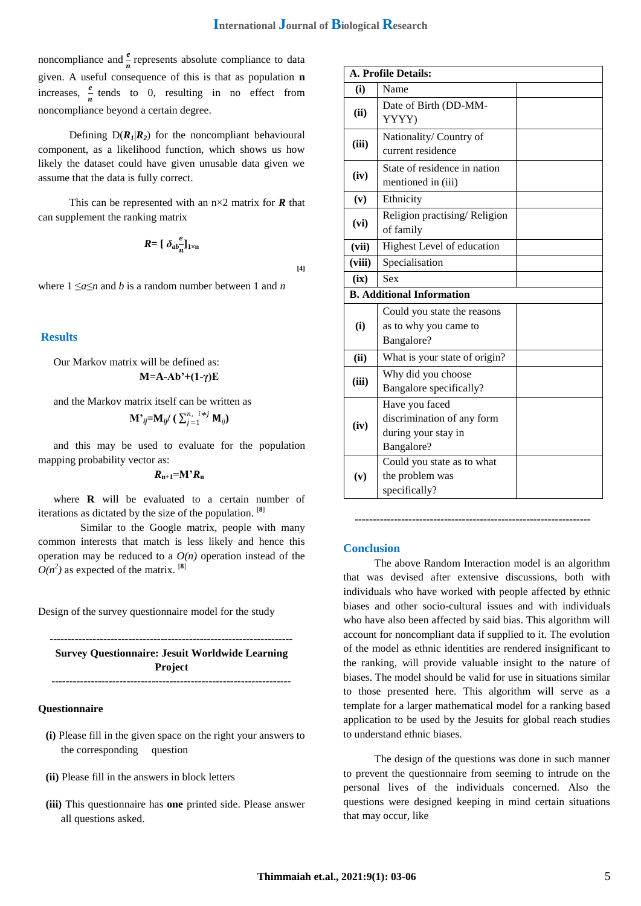noncompliance and $\frac{e}{n}$ represents absolute compliance to data given. A useful consequence of this is that as population **n** increases, $\frac{e}{n}$ tends to 0, resulting in no effect from noncompliance beyond a certain degree.

Defining D($\boldsymbol{R_1}$|$\boldsymbol{R_2}$) for the noncompliant behavioural component, as a likelihood function, which shows us how likely the dataset could have given unusable data given we assume that the data is fully correct.

This can be represented with an n×2 matrix for $\boldsymbol{R}$ that can supplement the ranking matrix

$$\boldsymbol{R} = [\ \delta_{ab}\frac{e}{n}]_{1\times n} \quad [4]$$

where $1 \leq a \leq n$ and $b$ is a random number between 1 and $n$

## Results

Our Markov matrix will be defined as:

$$\mathbf{M} = \mathbf{A} - \mathbf{Ab'} + (1-\gamma)\mathbf{E}$$

and the Markov matrix itself can be written as

$$\mathbf{M'}_{ij} = \mathbf{M}_{ij} / \left(\sum_{j=1}^{n,\ i\neq j} \mathbf{M}_{ij}\right)$$

and this may be used to evaluate for the population mapping probability vector as:

$$\boldsymbol{R}_{n+1} = \mathbf{M'}\boldsymbol{R}_n$$

where **R** will be evaluated to a certain number of iterations as dictated by the size of the population. [8]

Similar to the Google matrix, people with many common interests that match is less likely and hence this operation may be reduced to a $O(n)$ operation instead of the $O(n^2)$ as expected of the matrix. [8]

Design of the survey questionnaire model for the study

---

**Survey Questionnaire: Jesuit Worldwide Learning Project**

---

**Questionnaire**

**(i)** Please fill in the given space on the right your answers to the corresponding question

**(ii)** Please fill in the answers in block letters

**(iii)** This questionnaire has **one** printed side. Please answer all questions asked.

| **A. Profile Details:** | | |
|---|---|---|
| **(i)** | Name | |
| **(ii)** | Date of Birth (DD-MM-YYYY) | |
| **(iii)** | Nationality/ Country of current residence | |
| **(iv)** | State of residence in nation mentioned in (iii) | |
| **(v)** | Ethnicity | |
| **(vi)** | Religion practising/ Religion of family | |
| **(vii)** | Highest Level of education | |
| **(viii)** | Specialisation | |
| **(ix)** | Sex | |
| **B. Additional Information** | | |
| **(i)** | Could you state the reasons as to why you came to Bangalore? | |
| **(ii)** | What is your state of origin? | |
| **(iii)** | Why did you choose Bangalore specifically? | |
| **(iv)** | Have you faced discrimination of any form during your stay in Bangalore? | |
| **(v)** | Could you state as to what the problem was specifically? | |

---

## Conclusion

The above Random Interaction model is an algorithm that was devised after extensive discussions, both with individuals who have worked with people affected by ethnic biases and other socio-cultural issues and with individuals who have also been affected by said bias. This algorithm will account for noncompliant data if supplied to it. The evolution of the model as ethnic identities are rendered insignificant to the ranking, will provide valuable insight to the nature of biases. The model should be valid for use in situations similar to those presented here. This algorithm will serve as a template for a larger mathematical model for a ranking based application to be used by the Jesuits for global reach studies to understand ethnic biases.

The design of the questions was done in such manner to prevent the questionnaire from seeming to intrude on the personal lives of the individuals concerned. Also the questions were designed keeping in mind certain situations that may occur, like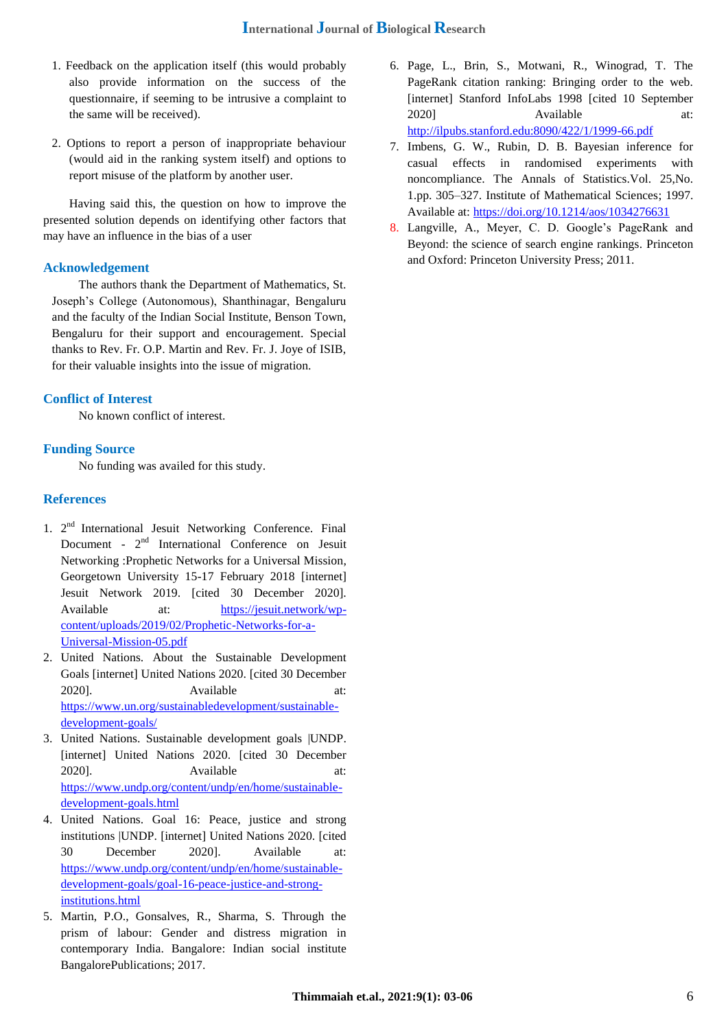1. Feedback on the application itself (this would probably also provide information on the success of the questionnaire, if seeming to be intrusive a complaint to the same will be received).

2. Options to report a person of inappropriate behaviour (would aid in the ranking system itself) and options to report misuse of the platform by another user.

Having said this, the question on how to improve the presented solution depends on identifying other factors that may have an influence in the bias of a user

## Acknowledgement

The authors thank the Department of Mathematics, St. Joseph's College (Autonomous), Shanthinagar, Bengaluru and the faculty of the Indian Social Institute, Benson Town, Bengaluru for their support and encouragement. Special thanks to Rev. Fr. O.P. Martin and Rev. Fr. J. Joye of ISIB, for their valuable insights into the issue of migration.

## Conflict of Interest

No known conflict of interest.

## Funding Source

No funding was availed for this study.

## References

1. 2nd International Jesuit Networking Conference. Final Document - 2nd International Conference on Jesuit Networking :Prophetic Networks for a Universal Mission, Georgetown University 15-17 February 2018 [internet] Jesuit Network 2019. [cited 30 December 2020]. Available at: https://jesuit.network/wp-content/uploads/2019/02/Prophetic-Networks-for-a-Universal-Mission-05.pdf
2. United Nations. About the Sustainable Development Goals [internet] United Nations 2020. [cited 30 December 2020]. Available at: https://www.un.org/sustainabledevelopment/sustainable-development-goals/
3. United Nations. Sustainable development goals |UNDP. [internet] United Nations 2020. [cited 30 December 2020]. Available at: https://www.undp.org/content/undp/en/home/sustainable-development-goals.html
4. United Nations. Goal 16: Peace, justice and strong institutions |UNDP. [internet] United Nations 2020. [cited 30 December 2020]. Available at: https://www.undp.org/content/undp/en/home/sustainable-development-goals/goal-16-peace-justice-and-strong-institutions.html
5. Martin, P.O., Gonsalves, R., Sharma, S. Through the prism of labour: Gender and distress migration in contemporary India. Bangalore: Indian social institute BangalorePublications; 2017.
6. Page, L., Brin, S., Motwani, R., Winograd, T. The PageRank citation ranking: Bringing order to the web. [internet] Stanford InfoLabs 1998 [cited 10 September 2020] Available at: http://ilpubs.stanford.edu:8090/422/1/1999-66.pdf
7. Imbens, G. W., Rubin, D. B. Bayesian inference for casual effects in randomised experiments with noncompliance. The Annals of Statistics.Vol. 25,No. 1.pp. 305–327. Institute of Mathematical Sciences; 1997. Available at: https://doi.org/10.1214/aos/1034276631
8. Langville, A., Meyer, C. D. Google's PageRank and Beyond: the science of search engine rankings. Princeton and Oxford: Princeton University Press; 2011.